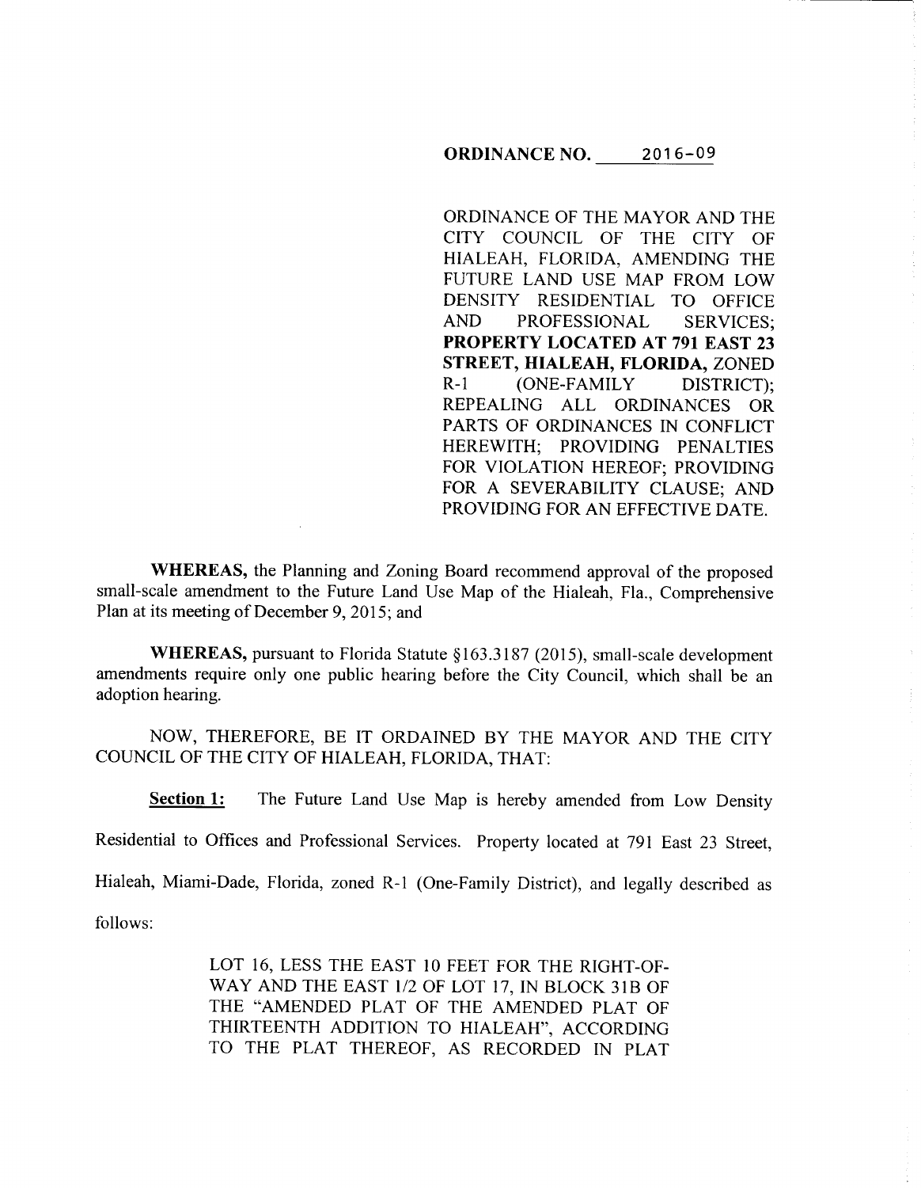**ORDINANCE NO. 2016-09**

ORDINANCE OF THE MAYOR AND THE CITY COUNCIL OF THE CITY OF HIALEAH, FLORIDA, AMENDING THE FUTURE LAND USE MAP FROM LOW DENSITY RESIDENTIAL TO OFFICE AND PROFESSIONAL SERVICES; **PROPERTY LOCATED AT 791 EAST 23 STREET, HIALEAH, FLORIDA,** ZONED R-1 (ONE-FAMILY DISTRICT); REPEALING ALL ORDINANCES OR PARTS OF ORDINANCES IN CONFLICT HEREWITH; PROVIDING PENALTIES FOR VIOLATION HEREOF; PROVIDING FOR A SEVERABILITY CLAUSE; AND PROVIDING FOR AN EFFECTIVE DATE.

**WHEREAS,** the Planning and Zoning Board recommend approval of the proposed small-scale amendment to the Future Land Use Map of the Hialeah, Fla., Comprehensive Plan at its meeting of December 9, 2015; and

**WHEREAS,** pursuant to Florida Statute §163.3187 (2015), small-scale development amendments require only one public hearing before the City Council, which shall be an adoption hearing.

NOW, THEREFORE, BE IT ORDAINED BY THE MAYOR AND THE CITY COUNCIL OF THE CITY OF HIALEAH, FLORIDA, THAT:

**Section 1:** The Future Land Use Map is hereby amended from Low Density Residential to Offices and Professional Services. Property located at 791 East 23 Street, Hialeah, Miami-Dade, Florida, zoned R-1 (One-Family District), and legally described as follows:

> LOT 16, LESS THE EAST 10 FEET FOR THE RIGHT-OF-WAY AND THE EAST 1/2 OF LOT 17, IN BLOCK 31B OF THE "AMENDED PLAT OF THE AMENDED PLAT OF THIRTEENTH ADDITION TO HIALEAH", ACCORDING TO THE PLAT THEREOF, AS RECORDED IN PLAT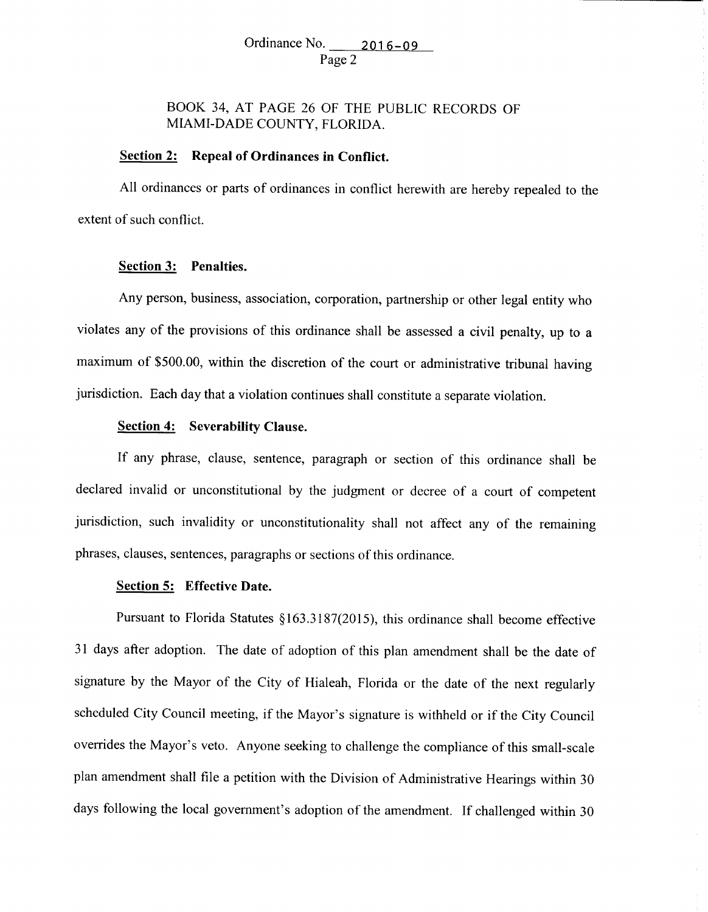BOOK 34, AT PAGE 26 OF THE PUBLIC RECORDS OF MIAMI-DADE COUNTY, FLORIDA.

**Section 2: Repeal of Ordinances in Conflict.**

All ordinances or parts of ordinances in conflict herewith are hereby repealed to the extent of such conflict.

**Section 3: Penalties.**

Any person, business, association, corporation, partnership or other legal entity who violates any of the provisions of this ordinance shall be assessed a civil penalty, up to a maximum of $500.00, within the discretion of the court or administrative tribunal having jurisdiction. Each day that a violation continues shall constitute a separate violation.

**Section 4: Severability Clause.**

If any phrase, clause, sentence, paragraph or section of this ordinance shall be declared invalid or unconstitutional by the judgment or decree of a court of competent jurisdiction, such invalidity or unconstitutionality shall not affect any of the remaining phrases, clauses, sentences, paragraphs or sections of this ordinance.

**Section 5: Effective Date.**

Pursuant to Florida Statutes §163.3187(2015), this ordinance shall become effective 31 days after adoption. The date of adoption of this plan amendment shall be the date of signature by the Mayor of the City of Hialeah, Florida or the date of the next regularly scheduled City Council meeting, if the Mayor's signature is withheld or if the City Council overrides the Mayor's veto. Anyone seeking to challenge the compliance of this small-scale plan amendment shall file a petition with the Division of Administrative Hearings within 30 days following the local government's adoption of the amendment. If challenged within 30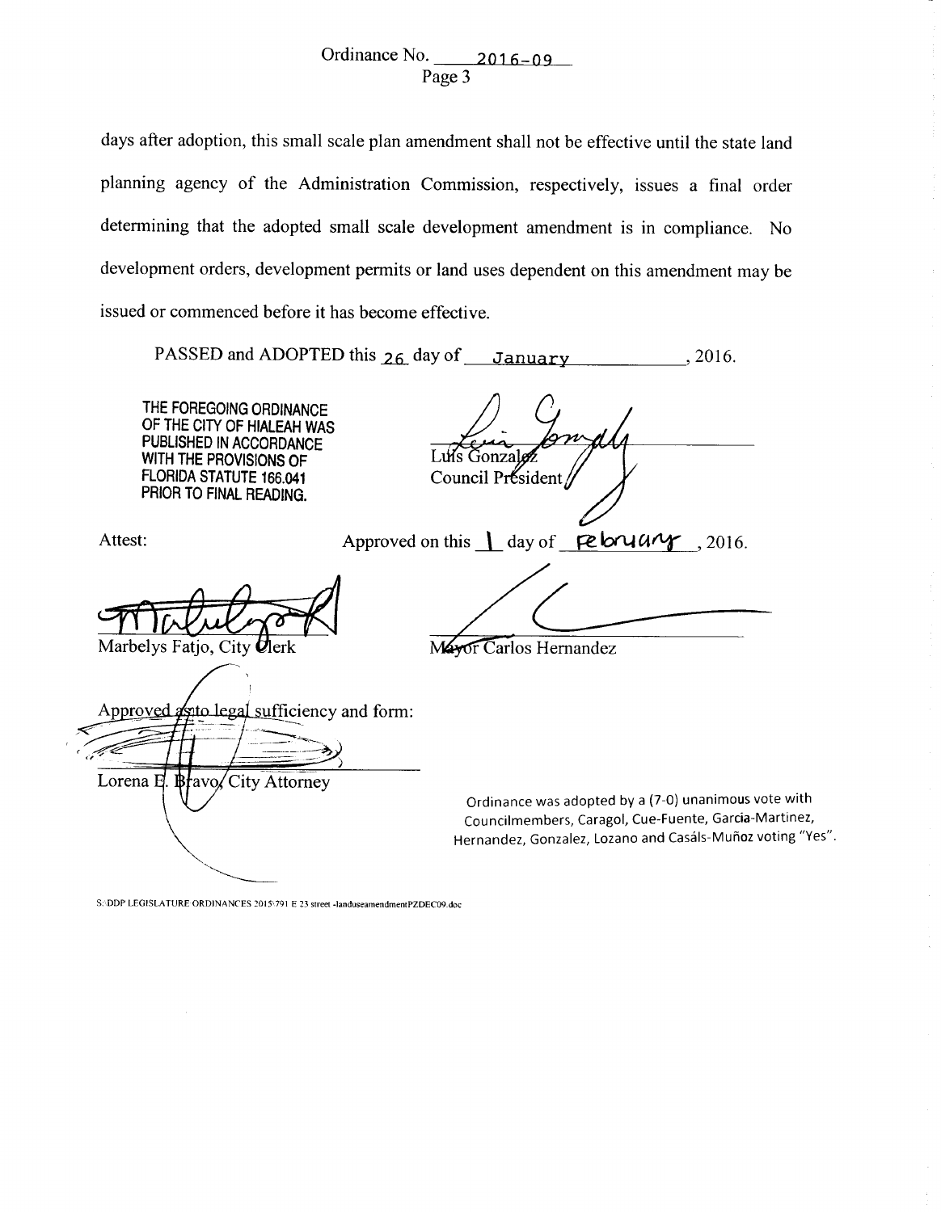days after adoption, this small scale plan amendment shall not be effective until the state land planning agency of the Administration Commission, respectively, issues a final order determining that the adopted small scale development amendment is in compliance. No development orders, development permits or land uses dependent on this amendment may be issued or commenced before it has become effective.

PASSED and ADOPTED this 26 day of January, 2016.

THE FOREGOING ORDINANCE OF THE CITY OF HIALEAH WAS PUBLISHED IN ACCORDANCE WITH THE PROVISIONS OF FLORIDA STATUTE 166.041 PRIOR TO FINAL READING.

Luis Gonzalez
Council President

Attest:

Approved on this 1 day of February, 2016.

Marbelys Fatjo, City Clerk

Mayor Carlos Hernandez

Approved as to legal sufficiency and form:

Lorena E. Bravo, City Attorney

Ordinance was adopted by a (7-0) unanimous vote with Councilmembers, Caragol, Cue-Fuente, Garcia-Martinez, Hernandez, Gonzalez, Lozano and Casáls-Muñoz voting "Yes".

S:\DDP LEGISLATURE ORDINANCES 2015\791 E 23 street -landuseamendmentPZDEC09.doc